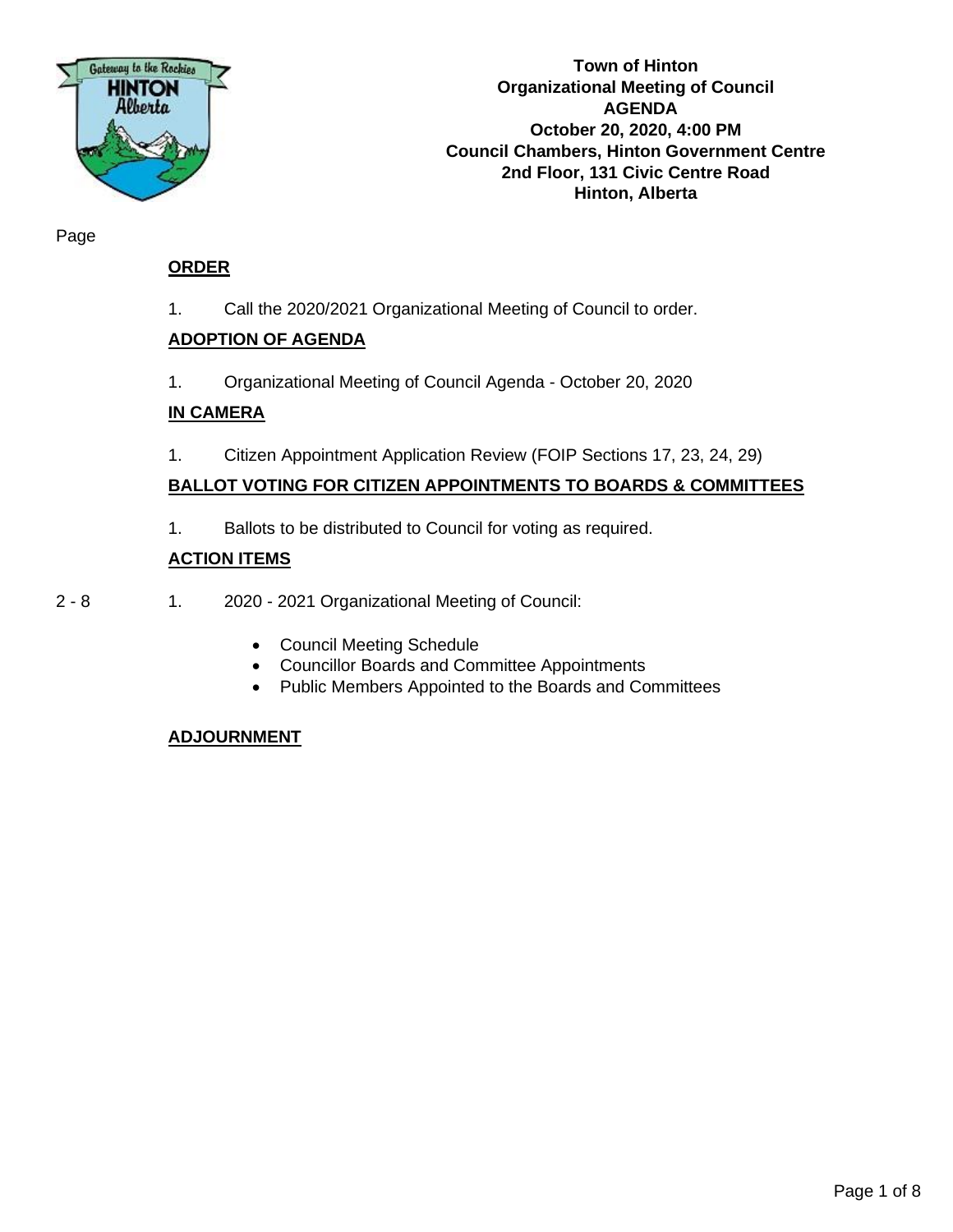**Town of Hinton**
**Organizational Meeting of Council**
**AGENDA**
**October 20, 2020, 4:00 PM**
**Council Chambers, Hinton Government Centre**
**2nd Floor, 131 Civic Centre Road**
**Hinton, Alberta**

Page

## ORDER

1. Call the 2020/2021 Organizational Meeting of Council to order.

## ADOPTION OF AGENDA

1. Organizational Meeting of Council Agenda - October 20, 2020

## IN CAMERA

1. Citizen Appointment Application Review (FOIP Sections 17, 23, 24, 29)

## BALLOT VOTING FOR CITIZEN APPOINTMENTS TO BOARDS & COMMITTEES

1. Ballots to be distributed to Council for voting as required.

## ACTION ITEMS

2 - 8 1. 2020 - 2021 Organizational Meeting of Council:

- Council Meeting Schedule
- Councillor Boards and Committee Appointments
- Public Members Appointed to the Boards and Committees

## ADJOURNMENT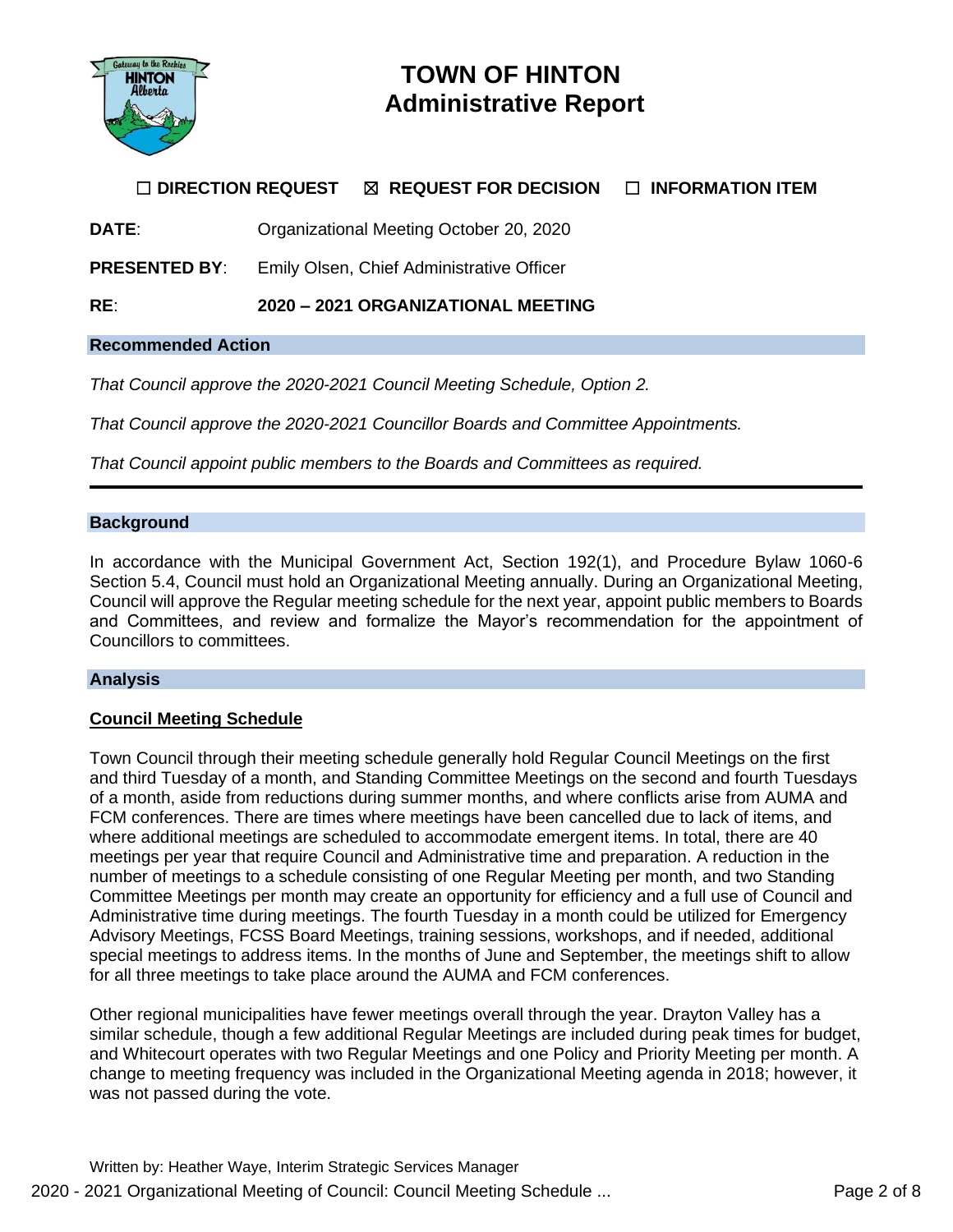# TOWN OF HINTON
# Administrative Report

☐ **DIRECTION REQUEST** ☒ **REQUEST FOR DECISION** ☐ **INFORMATION ITEM**

**DATE**: Organizational Meeting October 20, 2020

**PRESENTED BY**: Emily Olsen, Chief Administrative Officer

**RE**: **2020 – 2021 ORGANIZATIONAL MEETING**

## Recommended Action

*That Council approve the 2020-2021 Council Meeting Schedule, Option 2.*

*That Council approve the 2020-2021 Councillor Boards and Committee Appointments.*

*That Council appoint public members to the Boards and Committees as required.*

---

## Background

In accordance with the Municipal Government Act, Section 192(1), and Procedure Bylaw 1060-6 Section 5.4, Council must hold an Organizational Meeting annually. During an Organizational Meeting, Council will approve the Regular meeting schedule for the next year, appoint public members to Boards and Committees, and review and formalize the Mayor's recommendation for the appointment of Councillors to committees.

## Analysis

### Council Meeting Schedule

Town Council through their meeting schedule generally hold Regular Council Meetings on the first and third Tuesday of a month, and Standing Committee Meetings on the second and fourth Tuesdays of a month, aside from reductions during summer months, and where conflicts arise from AUMA and FCM conferences. There are times where meetings have been cancelled due to lack of items, and where additional meetings are scheduled to accommodate emergent items. In total, there are 40 meetings per year that require Council and Administrative time and preparation. A reduction in the number of meetings to a schedule consisting of one Regular Meeting per month, and two Standing Committee Meetings per month may create an opportunity for efficiency and a full use of Council and Administrative time during meetings. The fourth Tuesday in a month could be utilized for Emergency Advisory Meetings, FCSS Board Meetings, training sessions, workshops, and if needed, additional special meetings to address items. In the months of June and September, the meetings shift to allow for all three meetings to take place around the AUMA and FCM conferences.

Other regional municipalities have fewer meetings overall through the year. Drayton Valley has a similar schedule, though a few additional Regular Meetings are included during peak times for budget, and Whitecourt operates with two Regular Meetings and one Policy and Priority Meeting per month. A change to meeting frequency was included in the Organizational Meeting agenda in 2018; however, it was not passed during the vote.

Written by: Heather Waye, Interim Strategic Services Manager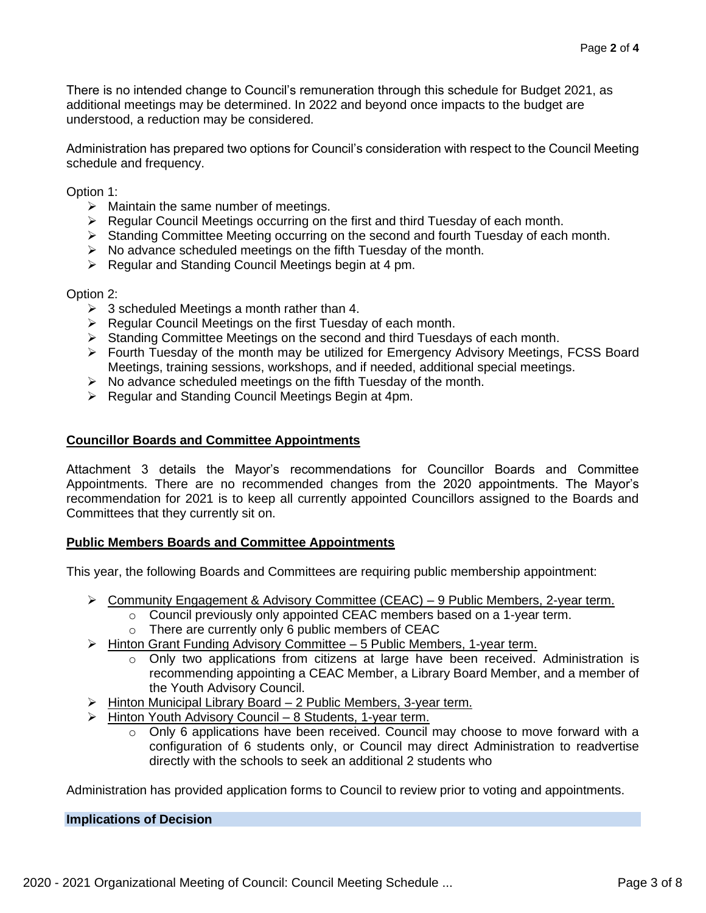There is no intended change to Council's remuneration through this schedule for Budget 2021, as additional meetings may be determined. In 2022 and beyond once impacts to the budget are understood, a reduction may be considered.

Administration has prepared two options for Council's consideration with respect to the Council Meeting schedule and frequency.

Option 1:

- Maintain the same number of meetings.
- Regular Council Meetings occurring on the first and third Tuesday of each month.
- Standing Committee Meeting occurring on the second and fourth Tuesday of each month.
- No advance scheduled meetings on the fifth Tuesday of the month.
- Regular and Standing Council Meetings begin at 4 pm.

Option 2:

- 3 scheduled Meetings a month rather than 4.
- Regular Council Meetings on the first Tuesday of each month.
- Standing Committee Meetings on the second and third Tuesdays of each month.
- Fourth Tuesday of the month may be utilized for Emergency Advisory Meetings, FCSS Board Meetings, training sessions, workshops, and if needed, additional special meetings.
- No advance scheduled meetings on the fifth Tuesday of the month.
- Regular and Standing Council Meetings Begin at 4pm.

## Councillor Boards and Committee Appointments

Attachment 3 details the Mayor's recommendations for Councillor Boards and Committee Appointments. There are no recommended changes from the 2020 appointments. The Mayor's recommendation for 2021 is to keep all currently appointed Councillors assigned to the Boards and Committees that they currently sit on.

## Public Members Boards and Committee Appointments

This year, the following Boards and Committees are requiring public membership appointment:

- Community Engagement & Advisory Committee (CEAC) – 9 Public Members, 2-year term.
  - Council previously only appointed CEAC members based on a 1-year term.
  - There are currently only 6 public members of CEAC
- Hinton Grant Funding Advisory Committee – 5 Public Members, 1-year term.
  - Only two applications from citizens at large have been received. Administration is recommending appointing a CEAC Member, a Library Board Member, and a member of the Youth Advisory Council.
- Hinton Municipal Library Board – 2 Public Members, 3-year term.
- Hinton Youth Advisory Council – 8 Students, 1-year term.
  - Only 6 applications have been received. Council may choose to move forward with a configuration of 6 students only, or Council may direct Administration to readvertise directly with the schools to seek an additional 2 students who

Administration has provided application forms to Council to review prior to voting and appointments.

## Implications of Decision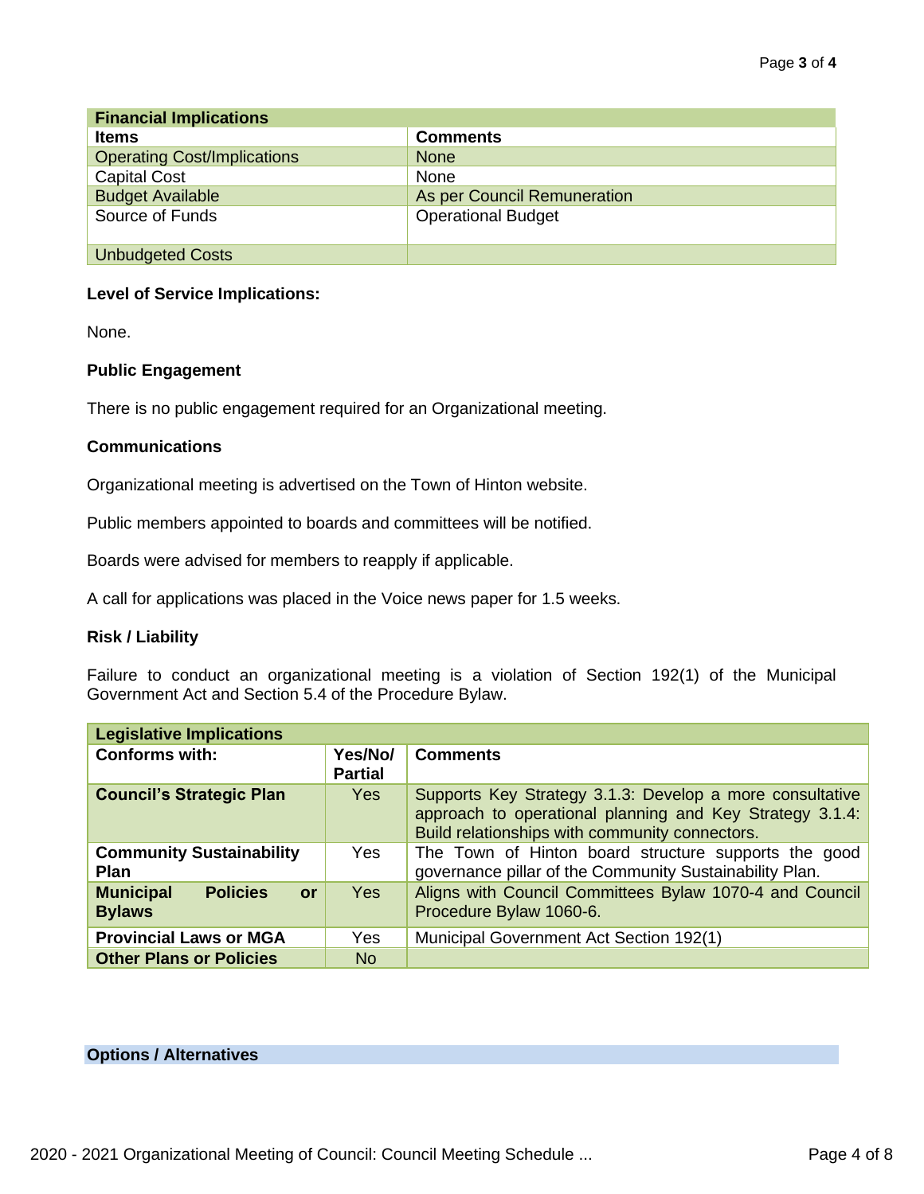| Financial Implications | |
|---|---|
| **Items** | **Comments** |
| Operating Cost/Implications | None |
| Capital Cost | None |
| Budget Available | As per Council Remuneration |
| Source of Funds | Operational Budget |
| Unbudgeted Costs | |

**Level of Service Implications:**

None.

**Public Engagement**

There is no public engagement required for an Organizational meeting.

**Communications**

Organizational meeting is advertised on the Town of Hinton website.

Public members appointed to boards and committees will be notified.

Boards were advised for members to reapply if applicable.

A call for applications was placed in the Voice news paper for 1.5 weeks.

**Risk / Liability**

Failure to conduct an organizational meeting is a violation of Section 192(1) of the Municipal Government Act and Section 5.4 of the Procedure Bylaw.

| Legislative Implications | | |
|---|---|---|
| **Conforms with:** | **Yes/No/ Partial** | **Comments** |
| **Council's Strategic Plan** | Yes | Supports Key Strategy 3.1.3: Develop a more consultative approach to operational planning and Key Strategy 3.1.4: Build relationships with community connectors. |
| **Community Sustainability Plan** | Yes | The Town of Hinton board structure supports the good governance pillar of the Community Sustainability Plan. |
| **Municipal Policies or Bylaws** | Yes | Aligns with Council Committees Bylaw 1070-4 and Council Procedure Bylaw 1060-6. |
| **Provincial Laws or MGA** | Yes | Municipal Government Act Section 192(1) |
| **Other Plans or Policies** | No | |

**Options / Alternatives**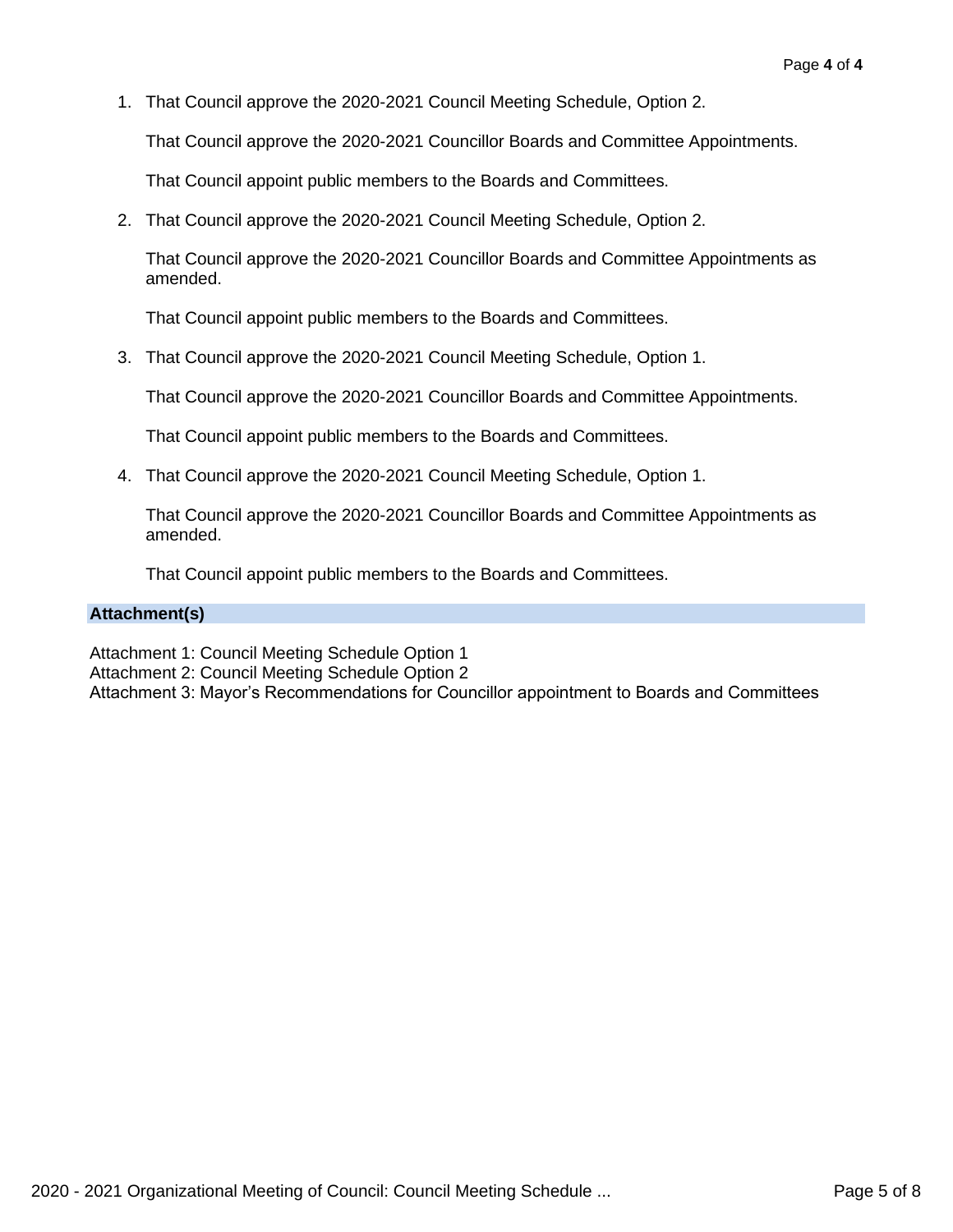1. That Council approve the 2020-2021 Council Meeting Schedule, Option 2.

   That Council approve the 2020-2021 Councillor Boards and Committee Appointments.

   That Council appoint public members to the Boards and Committees.

2. That Council approve the 2020-2021 Council Meeting Schedule, Option 2.

   That Council approve the 2020-2021 Councillor Boards and Committee Appointments as amended.

   That Council appoint public members to the Boards and Committees.

3. That Council approve the 2020-2021 Council Meeting Schedule, Option 1.

   That Council approve the 2020-2021 Councillor Boards and Committee Appointments.

   That Council appoint public members to the Boards and Committees.

4. That Council approve the 2020-2021 Council Meeting Schedule, Option 1.

   That Council approve the 2020-2021 Councillor Boards and Committee Appointments as amended.

   That Council appoint public members to the Boards and Committees.

**Attachment(s)**

Attachment 1: Council Meeting Schedule Option 1
Attachment 2: Council Meeting Schedule Option 2
Attachment 3: Mayor's Recommendations for Councillor appointment to Boards and Committees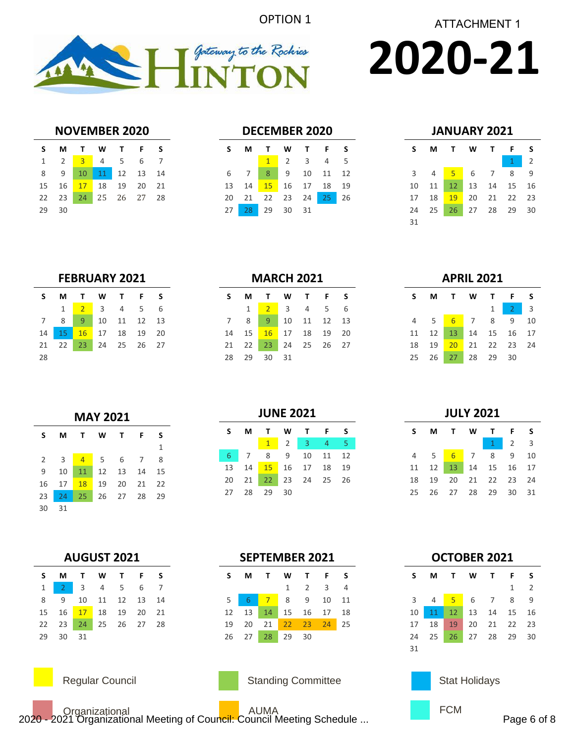OPTION 1

ATTACHMENT 1

Gateway to the Rockies HINTON

# 2020-21

### NOVEMBER 2020

| S | M | T | W | T | F | S |
|---|---|---|---|---|---|---|
| 1 | 2 | 3 | 4 | 5 | 6 | 7 |
| 8 | 9 | 10 | 11 | 12 | 13 | 14 |
| 15 | 16 | 17 | 18 | 19 | 20 | 21 |
| 22 | 23 | 24 | 25 | 26 | 27 | 28 |
| 29 | 30 | | | | | |

### DECEMBER 2020

| S | M | T | W | T | F | S |
|---|---|---|---|---|---|---|
| | | 1 | 2 | 3 | 4 | 5 |
| 6 | 7 | 8 | 9 | 10 | 11 | 12 |
| 13 | 14 | 15 | 16 | 17 | 18 | 19 |
| 20 | 21 | 22 | 23 | 24 | 25 | 26 |
| 27 | 28 | 29 | 30 | 31 | | |

### JANUARY 2021

| S | M | T | W | T | F | S |
|---|---|---|---|---|---|---|
| | | | | | 1 | 2 |
| 3 | 4 | 5 | 6 | 7 | 8 | 9 |
| 10 | 11 | 12 | 13 | 14 | 15 | 16 |
| 17 | 18 | 19 | 20 | 21 | 22 | 23 |
| 24 | 25 | 26 | 27 | 28 | 29 | 30 |
| 31 | | | | | | |

### FEBRUARY 2021

| S | M | T | W | T | F | S |
|---|---|---|---|---|---|---|
| | 1 | 2 | 3 | 4 | 5 | 6 |
| 7 | 8 | 9 | 10 | 11 | 12 | 13 |
| 14 | 15 | 16 | 17 | 18 | 19 | 20 |
| 21 | 22 | 23 | 24 | 25 | 26 | 27 |
| 28 | | | | | | |

### MARCH 2021

| S | M | T | W | T | F | S |
|---|---|---|---|---|---|---|
| | 1 | 2 | 3 | 4 | 5 | 6 |
| 7 | 8 | 9 | 10 | 11 | 12 | 13 |
| 14 | 15 | 16 | 17 | 18 | 19 | 20 |
| 21 | 22 | 23 | 24 | 25 | 26 | 27 |
| 28 | 29 | 30 | 31 | | | |

### APRIL 2021

| S | M | T | W | T | F | S |
|---|---|---|---|---|---|---|
| | | | | 1 | 2 | 3 |
| 4 | 5 | 6 | 7 | 8 | 9 | 10 |
| 11 | 12 | 13 | 14 | 15 | 16 | 17 |
| 18 | 19 | 20 | 21 | 22 | 23 | 24 |
| 25 | 26 | 27 | 28 | 29 | 30 | |

### MAY 2021

| S | M | T | W | T | F | S |
|---|---|---|---|---|---|---|
| | | | | | | 1 |
| 2 | 3 | 4 | 5 | 6 | 7 | 8 |
| 9 | 10 | 11 | 12 | 13 | 14 | 15 |
| 16 | 17 | 18 | 19 | 20 | 21 | 22 |
| 23 | 24 | 25 | 26 | 27 | 28 | 29 |
| 30 | 31 | | | | | |

### JUNE 2021

| S | M | T | W | T | F | S |
|---|---|---|---|---|---|---|
| | | 1 | 2 | 3 | 4 | 5 |
| 6 | 7 | 8 | 9 | 10 | 11 | 12 |
| 13 | 14 | 15 | 16 | 17 | 18 | 19 |
| 20 | 21 | 22 | 23 | 24 | 25 | 26 |
| 27 | 28 | 29 | 30 | | | |

### JULY 2021

| S | M | T | W | T | F | S |
|---|---|---|---|---|---|---|
| | | | | 1 | 2 | 3 |
| 4 | 5 | 6 | 7 | 8 | 9 | 10 |
| 11 | 12 | 13 | 14 | 15 | 16 | 17 |
| 18 | 19 | 20 | 21 | 22 | 23 | 24 |
| 25 | 26 | 27 | 28 | 29 | 30 | 31 |

### AUGUST 2021

| S | M | T | W | T | F | S |
|---|---|---|---|---|---|---|
| 1 | 2 | 3 | 4 | 5 | 6 | 7 |
| 8 | 9 | 10 | 11 | 12 | 13 | 14 |
| 15 | 16 | 17 | 18 | 19 | 20 | 21 |
| 22 | 23 | 24 | 25 | 26 | 27 | 28 |
| 29 | 30 | 31 | | | | |

### SEPTEMBER 2021

| S | M | T | W | T | F | S |
|---|---|---|---|---|---|---|
| | | | 1 | 2 | 3 | 4 |
| 5 | 6 | 7 | 8 | 9 | 10 | 11 |
| 12 | 13 | 14 | 15 | 16 | 17 | 18 |
| 19 | 20 | 21 | 22 | 23 | 24 | 25 |
| 26 | 27 | 28 | 29 | 30 | | |

### OCTOBER 2021

| S | M | T | W | T | F | S |
|---|---|---|---|---|---|---|
| | | | | | 1 | 2 |
| 3 | 4 | 5 | 6 | 7 | 8 | 9 |
| 10 | 11 | 12 | 13 | 14 | 15 | 16 |
| 17 | 18 | 19 | 20 | 21 | 22 | 23 |
| 24 | 25 | 26 | 27 | 28 | 29 | 30 |
| 31 | | | | | | |

Regular Council

Standing Committee

Stat Holidays

Organizational

AUMA

FCM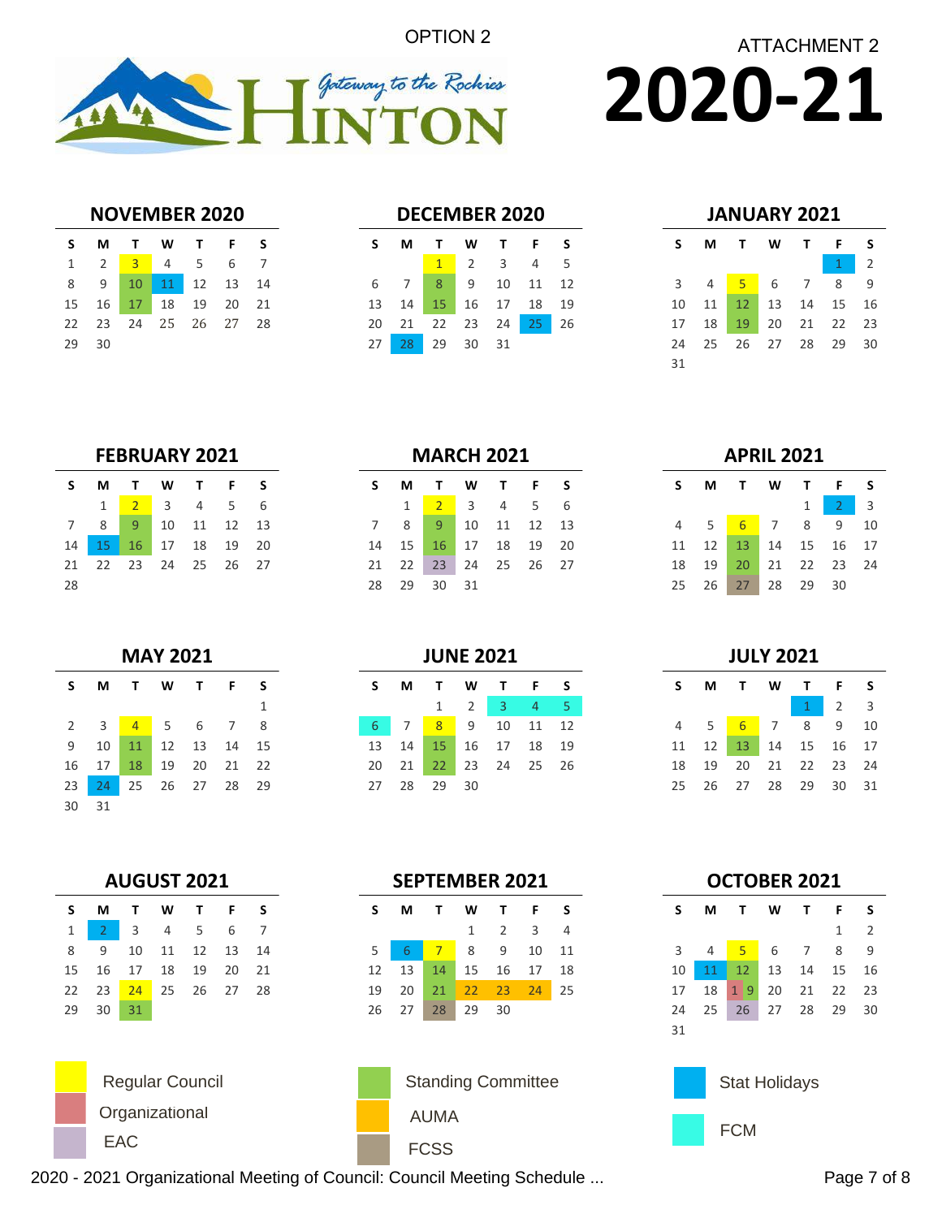OPTION 2

ATTACHMENT 2

Hinton — Gateway to the Rockies

# 2020-21

### NOVEMBER 2020

| S | M | T | W | T | F | S |
|---|---|---|---|---|---|---|
| 1 | 2 | 3 | 4 | 5 | 6 | 7 |
| 8 | 9 | 10 | 11 | 12 | 13 | 14 |
| 15 | 16 | 17 | 18 | 19 | 20 | 21 |
| 22 | 23 | 24 | 25 | 26 | 27 | 28 |
| 29 | 30 | | | | | |

### DECEMBER 2020

| S | M | T | W | T | F | S |
|---|---|---|---|---|---|---|
| | | 1 | 2 | 3 | 4 | 5 |
| 6 | 7 | 8 | 9 | 10 | 11 | 12 |
| 13 | 14 | 15 | 16 | 17 | 18 | 19 |
| 20 | 21 | 22 | 23 | 24 | 25 | 26 |
| 27 | 28 | 29 | 30 | 31 | | |

### JANUARY 2021

| S | M | T | W | T | F | S |
|---|---|---|---|---|---|---|
| | | | | | 1 | 2 |
| 3 | 4 | 5 | 6 | 7 | 8 | 9 |
| 10 | 11 | 12 | 13 | 14 | 15 | 16 |
| 17 | 18 | 19 | 20 | 21 | 22 | 23 |
| 24 | 25 | 26 | 27 | 28 | 29 | 30 |
| 31 | | | | | | |

### FEBRUARY 2021

| S | M | T | W | T | F | S |
|---|---|---|---|---|---|---|
| | 1 | 2 | 3 | 4 | 5 | 6 |
| 7 | 8 | 9 | 10 | 11 | 12 | 13 |
| 14 | 15 | 16 | 17 | 18 | 19 | 20 |
| 21 | 22 | 23 | 24 | 25 | 26 | 27 |
| 28 | | | | | | |

### MARCH 2021

| S | M | T | W | T | F | S |
|---|---|---|---|---|---|---|
| | 1 | 2 | 3 | 4 | 5 | 6 |
| 7 | 8 | 9 | 10 | 11 | 12 | 13 |
| 14 | 15 | 16 | 17 | 18 | 19 | 20 |
| 21 | 22 | 23 | 24 | 25 | 26 | 27 |
| 28 | 29 | 30 | 31 | | | |

### APRIL 2021

| S | M | T | W | T | F | S |
|---|---|---|---|---|---|---|
| | | | | 1 | 2 | 3 |
| 4 | 5 | 6 | 7 | 8 | 9 | 10 |
| 11 | 12 | 13 | 14 | 15 | 16 | 17 |
| 18 | 19 | 20 | 21 | 22 | 23 | 24 |
| 25 | 26 | 27 | 28 | 29 | 30 | |

### MAY 2021

| S | M | T | W | T | F | S |
|---|---|---|---|---|---|---|
| | | | | | | 1 |
| 2 | 3 | 4 | 5 | 6 | 7 | 8 |
| 9 | 10 | 11 | 12 | 13 | 14 | 15 |
| 16 | 17 | 18 | 19 | 20 | 21 | 22 |
| 23 | 24 | 25 | 26 | 27 | 28 | 29 |
| 30 | 31 | | | | | |

### JUNE 2021

| S | M | T | W | T | F | S |
|---|---|---|---|---|---|---|
| | | 1 | 2 | 3 | 4 | 5 |
| 6 | 7 | 8 | 9 | 10 | 11 | 12 |
| 13 | 14 | 15 | 16 | 17 | 18 | 19 |
| 20 | 21 | 22 | 23 | 24 | 25 | 26 |
| 27 | 28 | 29 | 30 | | | |

### JULY 2021

| S | M | T | W | T | F | S |
|---|---|---|---|---|---|---|
| | | | | 1 | 2 | 3 |
| 4 | 5 | 6 | 7 | 8 | 9 | 10 |
| 11 | 12 | 13 | 14 | 15 | 16 | 17 |
| 18 | 19 | 20 | 21 | 22 | 23 | 24 |
| 25 | 26 | 27 | 28 | 29 | 30 | 31 |

### AUGUST 2021

| S | M | T | W | T | F | S |
|---|---|---|---|---|---|---|
| 1 | 2 | 3 | 4 | 5 | 6 | 7 |
| 8 | 9 | 10 | 11 | 12 | 13 | 14 |
| 15 | 16 | 17 | 18 | 19 | 20 | 21 |
| 22 | 23 | 24 | 25 | 26 | 27 | 28 |
| 29 | 30 | 31 | | | | |

### SEPTEMBER 2021

| S | M | T | W | T | F | S |
|---|---|---|---|---|---|---|
| | | | 1 | 2 | 3 | 4 |
| 5 | 6 | 7 | 8 | 9 | 10 | 11 |
| 12 | 13 | 14 | 15 | 16 | 17 | 18 |
| 19 | 20 | 21 | 22 | 23 | 24 | 25 |
| 26 | 27 | 28 | 29 | 30 | | |

### OCTOBER 2021

| S | M | T | W | T | F | S |
|---|---|---|---|---|---|---|
| | | | | | 1 | 2 |
| 3 | 4 | 5 | 6 | 7 | 8 | 9 |
| 10 | 11 | 12 | 13 | 14 | 15 | 16 |
| 17 | 18 | 19 | 20 | 21 | 22 | 23 |
| 24 | 25 | 26 | 27 | 28 | 29 | 30 |
| 31 | | | | | | |

**Legend:**

- Regular Council
- Organizational
- EAC
- Standing Committee
- AUMA
- FCSS
- Stat Holidays
- FCM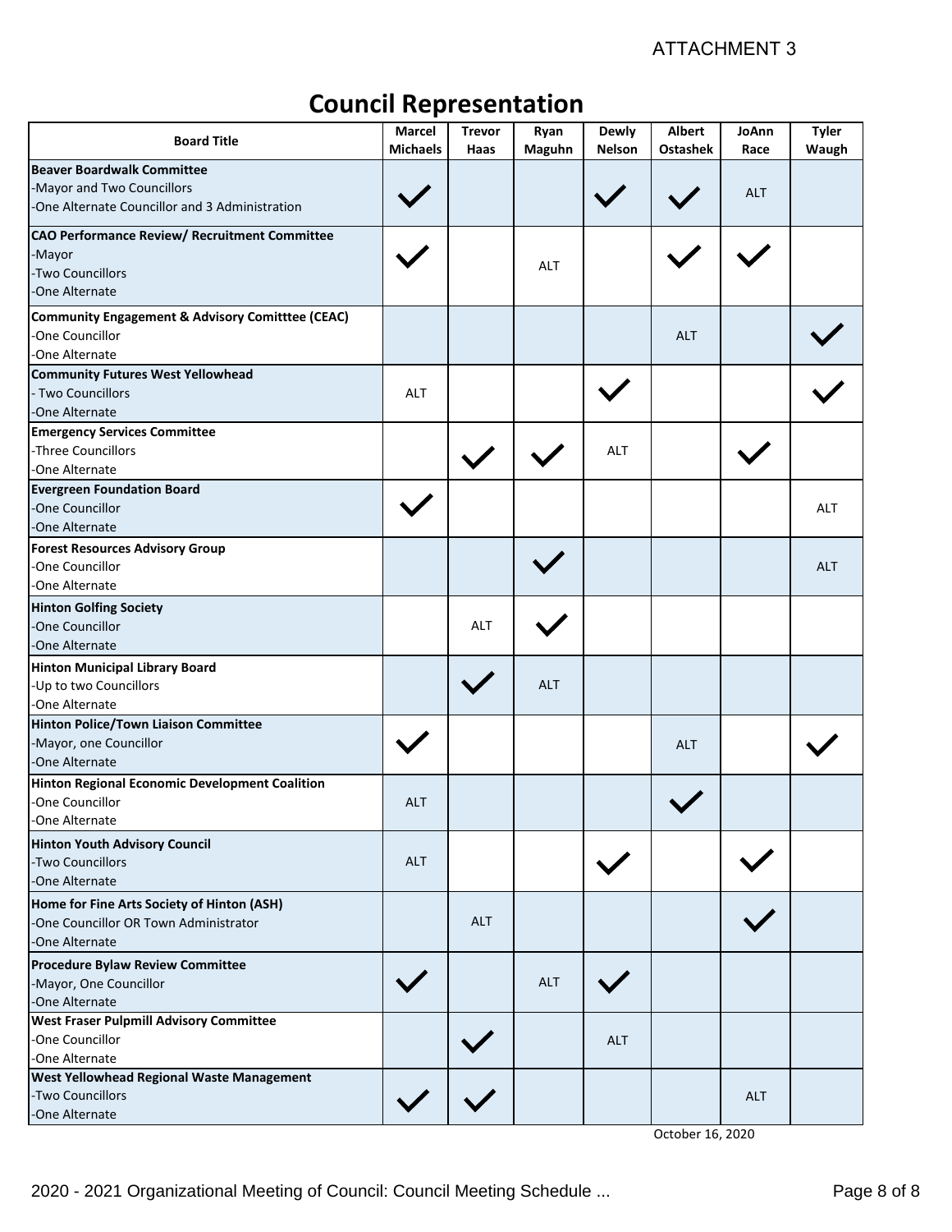ATTACHMENT 3

# Council Representation

| Board Title | Marcel Michaels | Trevor Haas | Ryan Maguhn | Dewly Nelson | Albert Ostashek | JoAnn Race | Tyler Waugh |
|---|---|---|---|---|---|---|---|
| **Beaver Boardwalk Committee**<br>-Mayor and Two Councillors<br>-One Alternate Councillor and 3 Administration | ✓ | | | ✓ | ✓ | ALT | |
| **CAO Performance Review/ Recruitment Committee**<br>-Mayor<br>-Two Councillors<br>-One Alternate | ✓ | | ALT | | ✓ | ✓ | |
| **Community Engagement & Advisory Comitttee (CEAC)**<br>-One Councillor<br>-One Alternate | | | | | ALT | | ✓ |
| **Community Futures West Yellowhead**<br>- Two Councillors<br>-One Alternate | ALT | | | ✓ | | | ✓ |
| **Emergency Services Committee**<br>-Three Councillors<br>-One Alternate | | ✓ | ✓ | ALT | | ✓ | |
| **Evergreen Foundation Board**<br>-One Councillor<br>-One Alternate | ✓ | | | | | | ALT |
| **Forest Resources Advisory Group**<br>-One Councillor<br>-One Alternate | | | ✓ | | | | ALT |
| **Hinton Golfing Society**<br>-One Councillor<br>-One Alternate | | ALT | ✓ | | | | |
| **Hinton Municipal Library Board**<br>-Up to two Councillors<br>-One Alternate | | ✓ | ALT | | | | |
| **Hinton Police/Town Liaison Committee**<br>-Mayor, one Councillor<br>-One Alternate | ✓ | | | | ALT | | ✓ |
| **Hinton Regional Economic Development Coalition**<br>-One Councillor<br>-One Alternate | ALT | | | | ✓ | | |
| **Hinton Youth Advisory Council**<br>-Two Councillors<br>-One Alternate | ALT | | | ✓ | | ✓ | |
| **Home for Fine Arts Society of Hinton (ASH)**<br>-One Councillor OR Town Administrator<br>-One Alternate | | ALT | | | | ✓ | |
| **Procedure Bylaw Review Committee**<br>-Mayor, One Councillor<br>-One Alternate | ✓ | | ALT | ✓ | | | |
| **West Fraser Pulpmill Advisory Committee**<br>-One Councillor<br>-One Alternate | | ✓ | | ALT | | | |
| **West Yellowhead Regional Waste Management**<br>-Two Councillors<br>-One Alternate | ✓ | ✓ | | | | ALT | |

October 16, 2020